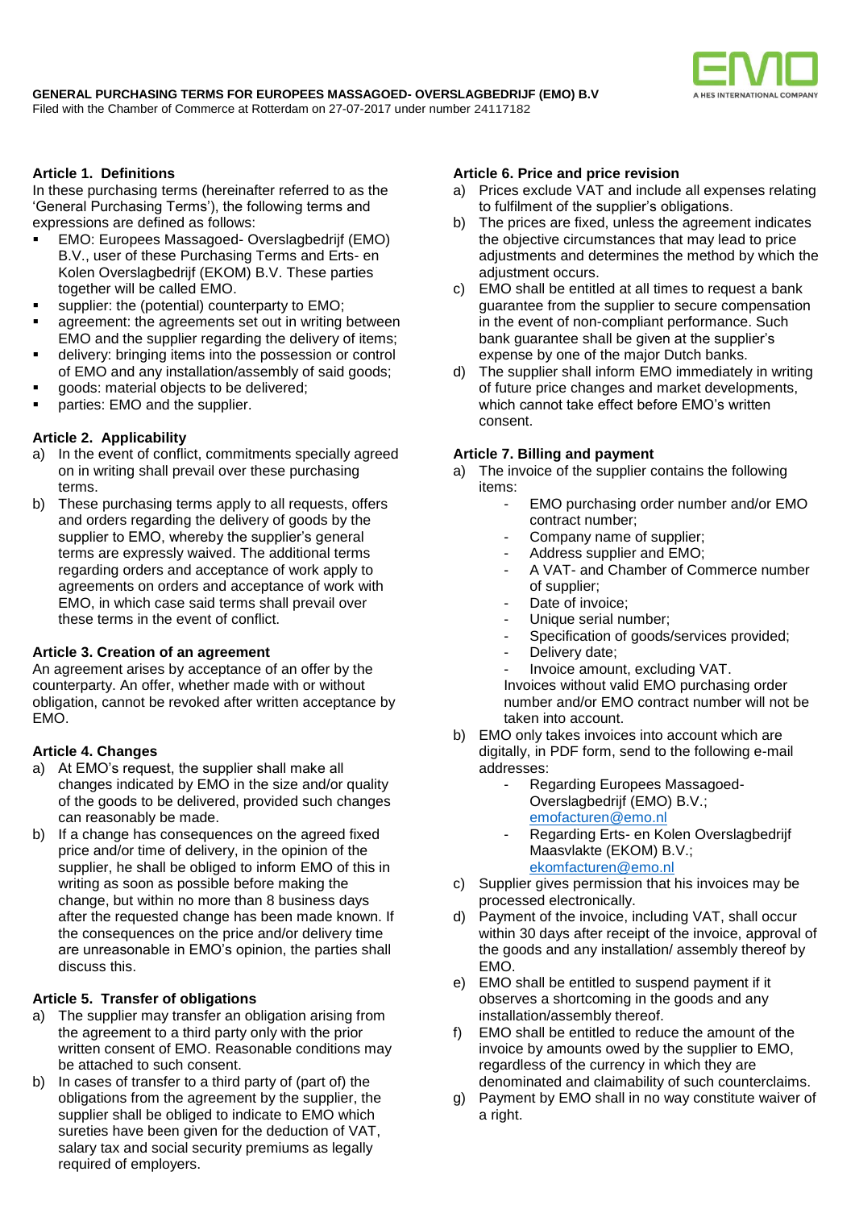**GENERAL PURCHASING TERMS FOR EUROPEES MASSAGOED- OVERSLAGBEDRIJF (EMO) B.V**
Filed with the Chamber of Commerce at Rotterdam on 27-07-2017 under number 24117182

### Article 1. Definitions

In these purchasing terms (hereinafter referred to as the 'General Purchasing Terms'), the following terms and expressions are defined as follows:

- EMO: Europees Massagoed- Overslagbedrijf (EMO) B.V., user of these Purchasing Terms and Erts- en Kolen Overslagbedrijf (EKOM) B.V. These parties together will be called EMO.
- supplier: the (potential) counterparty to EMO;
- agreement: the agreements set out in writing between EMO and the supplier regarding the delivery of items;
- delivery: bringing items into the possession or control of EMO and any installation/assembly of said goods;
- goods: material objects to be delivered;
- parties: EMO and the supplier.

### Article 2. Applicability

a) In the event of conflict, commitments specially agreed on in writing shall prevail over these purchasing terms.
b) These purchasing terms apply to all requests, offers and orders regarding the delivery of goods by the supplier to EMO, whereby the supplier's general terms are expressly waived. The additional terms regarding orders and acceptance of work apply to agreements on orders and acceptance of work with EMO, in which case said terms shall prevail over these terms in the event of conflict.

### Article 3. Creation of an agreement

An agreement arises by acceptance of an offer by the counterparty. An offer, whether made with or without obligation, cannot be revoked after written acceptance by EMO.

### Article 4. Changes

a) At EMO's request, the supplier shall make all changes indicated by EMO in the size and/or quality of the goods to be delivered, provided such changes can reasonably be made.
b) If a change has consequences on the agreed fixed price and/or time of delivery, in the opinion of the supplier, he shall be obliged to inform EMO of this in writing as soon as possible before making the change, but within no more than 8 business days after the requested change has been made known. If the consequences on the price and/or delivery time are unreasonable in EMO's opinion, the parties shall discuss this.

### Article 5. Transfer of obligations

a) The supplier may transfer an obligation arising from the agreement to a third party only with the prior written consent of EMO. Reasonable conditions may be attached to such consent.
b) In cases of transfer to a third party of (part of) the obligations from the agreement by the supplier, the supplier shall be obliged to indicate to EMO which sureties have been given for the deduction of VAT, salary tax and social security premiums as legally required of employers.

### Article 6. Price and price revision

a) Prices exclude VAT and include all expenses relating to fulfilment of the supplier's obligations.
b) The prices are fixed, unless the agreement indicates the objective circumstances that may lead to price adjustments and determines the method by which the adjustment occurs.
c) EMO shall be entitled at all times to request a bank guarantee from the supplier to secure compensation in the event of non-compliant performance. Such bank guarantee shall be given at the supplier's expense by one of the major Dutch banks.
d) The supplier shall inform EMO immediately in writing of future price changes and market developments, which cannot take effect before EMO's written consent.

### Article 7. Billing and payment

a) The invoice of the supplier contains the following items:
   - EMO purchasing order number and/or EMO contract number;
   - Company name of supplier;
   - Address supplier and EMO;
   - A VAT- and Chamber of Commerce number of supplier;
   - Date of invoice;
   - Unique serial number;
   - Specification of goods/services provided;
   - Delivery date;
   - Invoice amount, excluding VAT.

   Invoices without valid EMO purchasing order number and/or EMO contract number will not be taken into account.
b) EMO only takes invoices into account which are digitally, in PDF form, send to the following e-mail addresses:
   - Regarding Europees Massagoed-Overslagbedrijf (EMO) B.V.; emofacturen@emo.nl
   - Regarding Erts- en Kolen Overslagbedrijf Maasvlakte (EKOM) B.V.; ekomfacturen@emo.nl
c) Supplier gives permission that his invoices may be processed electronically.
d) Payment of the invoice, including VAT, shall occur within 30 days after receipt of the invoice, approval of the goods and any installation/ assembly thereof by EMO.
e) EMO shall be entitled to suspend payment if it observes a shortcoming in the goods and any installation/assembly thereof.
f) EMO shall be entitled to reduce the amount of the invoice by amounts owed by the supplier to EMO, regardless of the currency in which they are denominated and claimability of such counterclaims.
g) Payment by EMO shall in no way constitute waiver of a right.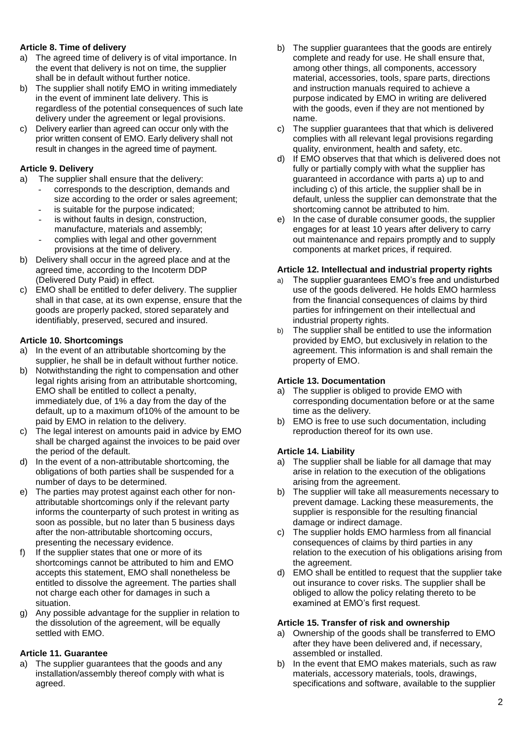**Article 8. Time of delivery**

a) The agreed time of delivery is of vital importance. In the event that delivery is not on time, the supplier shall be in default without further notice.
b) The supplier shall notify EMO in writing immediately in the event of imminent late delivery. This is regardless of the potential consequences of such late delivery under the agreement or legal provisions.
c) Delivery earlier than agreed can occur only with the prior written consent of EMO. Early delivery shall not result in changes in the agreed time of payment.

**Article 9. Delivery**

a) The supplier shall ensure that the delivery:
   - corresponds to the description, demands and size according to the order or sales agreement;
   - is suitable for the purpose indicated;
   - is without faults in design, construction, manufacture, materials and assembly;
   - complies with legal and other government provisions at the time of delivery.
b) Delivery shall occur in the agreed place and at the agreed time, according to the Incoterm DDP (Delivered Duty Paid) in effect.
c) EMO shall be entitled to defer delivery. The supplier shall in that case, at its own expense, ensure that the goods are properly packed, stored separately and identifiably, preserved, secured and insured.

**Article 10. Shortcomings**

a) In the event of an attributable shortcoming by the supplier, he shall be in default without further notice.
b) Notwithstanding the right to compensation and other legal rights arising from an attributable shortcoming, EMO shall be entitled to collect a penalty, immediately due, of 1% a day from the day of the default, up to a maximum of10% of the amount to be paid by EMO in relation to the delivery.
c) The legal interest on amounts paid in advice by EMO shall be charged against the invoices to be paid over the period of the default.
d) In the event of a non-attributable shortcoming, the obligations of both parties shall be suspended for a number of days to be determined.
e) The parties may protest against each other for non-attributable shortcomings only if the relevant party informs the counterparty of such protest in writing as soon as possible, but no later than 5 business days after the non-attributable shortcoming occurs, presenting the necessary evidence.
f) If the supplier states that one or more of its shortcomings cannot be attributed to him and EMO accepts this statement, EMO shall nonetheless be entitled to dissolve the agreement. The parties shall not charge each other for damages in such a situation.
g) Any possible advantage for the supplier in relation to the dissolution of the agreement, will be equally settled with EMO.

**Article 11. Guarantee**

a) The supplier guarantees that the goods and any installation/assembly thereof comply with what is agreed.
b) The supplier guarantees that the goods are entirely complete and ready for use. He shall ensure that, among other things, all components, accessory material, accessories, tools, spare parts, directions and instruction manuals required to achieve a purpose indicated by EMO in writing are delivered with the goods, even if they are not mentioned by name.
c) The supplier guarantees that that which is delivered complies with all relevant legal provisions regarding quality, environment, health and safety, etc.
d) If EMO observes that that which is delivered does not fully or partially comply with what the supplier has guaranteed in accordance with parts a) up to and including c) of this article, the supplier shall be in default, unless the supplier can demonstrate that the shortcoming cannot be attributed to him.
e) In the case of durable consumer goods, the supplier engages for at least 10 years after delivery to carry out maintenance and repairs promptly and to supply components at market prices, if required.

**Article 12. Intellectual and industrial property rights**

a) The supplier guarantees EMO's free and undisturbed use of the goods delivered. He holds EMO harmless from the financial consequences of claims by third parties for infringement on their intellectual and industrial property rights.
b) The supplier shall be entitled to use the information provided by EMO, but exclusively in relation to the agreement. This information is and shall remain the property of EMO.

**Article 13. Documentation**

a) The supplier is obliged to provide EMO with corresponding documentation before or at the same time as the delivery.
b) EMO is free to use such documentation, including reproduction thereof for its own use.

**Article 14. Liability**

a) The supplier shall be liable for all damage that may arise in relation to the execution of the obligations arising from the agreement.
b) The supplier will take all measurements necessary to prevent damage. Lacking these measurements, the supplier is responsible for the resulting financial damage or indirect damage.
c) The supplier holds EMO harmless from all financial consequences of claims by third parties in any relation to the execution of his obligations arising from the agreement.
d) EMO shall be entitled to request that the supplier take out insurance to cover risks. The supplier shall be obliged to allow the policy relating thereto to be examined at EMO's first request.

**Article 15. Transfer of risk and ownership**

a) Ownership of the goods shall be transferred to EMO after they have been delivered and, if necessary, assembled or installed.
b) In the event that EMO makes materials, such as raw materials, accessory materials, tools, drawings, specifications and software, available to the supplier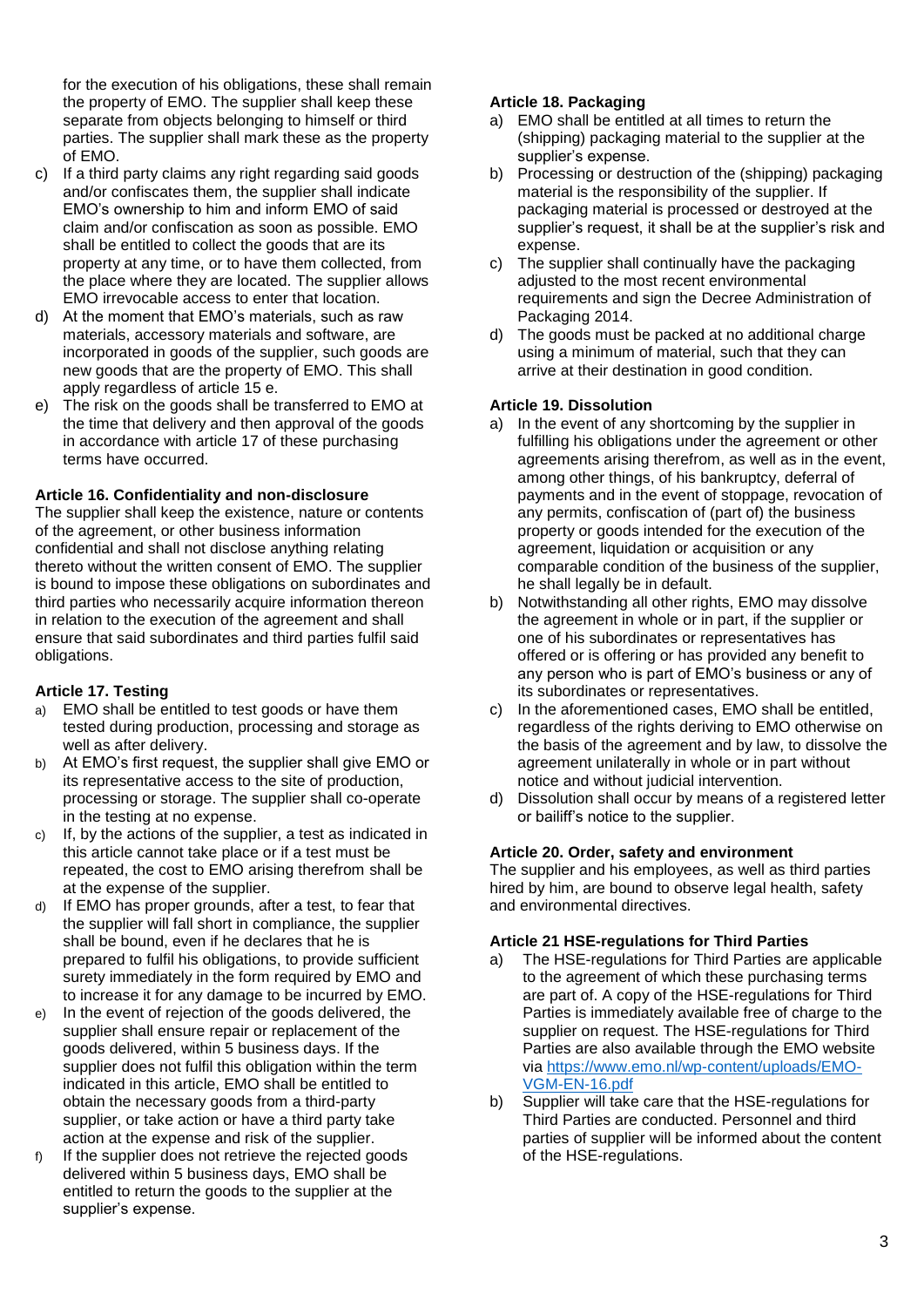for the execution of his obligations, these shall remain the property of EMO. The supplier shall keep these separate from objects belonging to himself or third parties. The supplier shall mark these as the property of EMO.

c) If a third party claims any right regarding said goods and/or confiscates them, the supplier shall indicate EMO's ownership to him and inform EMO of said claim and/or confiscation as soon as possible. EMO shall be entitled to collect the goods that are its property at any time, or to have them collected, from the place where they are located. The supplier allows EMO irrevocable access to enter that location.
d) At the moment that EMO's materials, such as raw materials, accessory materials and software, are incorporated in goods of the supplier, such goods are new goods that are the property of EMO. This shall apply regardless of article 15 e.
e) The risk on the goods shall be transferred to EMO at the time that delivery and then approval of the goods in accordance with article 17 of these purchasing terms have occurred.

**Article 16. Confidentiality and non-disclosure**

The supplier shall keep the existence, nature or contents of the agreement, or other business information confidential and shall not disclose anything relating thereto without the written consent of EMO. The supplier is bound to impose these obligations on subordinates and third parties who necessarily acquire information thereon in relation to the execution of the agreement and shall ensure that said subordinates and third parties fulfil said obligations.

**Article 17. Testing**

a) EMO shall be entitled to test goods or have them tested during production, processing and storage as well as after delivery.
b) At EMO's first request, the supplier shall give EMO or its representative access to the site of production, processing or storage. The supplier shall co-operate in the testing at no expense.
c) If, by the actions of the supplier, a test as indicated in this article cannot take place or if a test must be repeated, the cost to EMO arising therefrom shall be at the expense of the supplier.
d) If EMO has proper grounds, after a test, to fear that the supplier will fall short in compliance, the supplier shall be bound, even if he declares that he is prepared to fulfil his obligations, to provide sufficient surety immediately in the form required by EMO and to increase it for any damage to be incurred by EMO.
e) In the event of rejection of the goods delivered, the supplier shall ensure repair or replacement of the goods delivered, within 5 business days. If the supplier does not fulfil this obligation within the term indicated in this article, EMO shall be entitled to obtain the necessary goods from a third-party supplier, or take action or have a third party take action at the expense and risk of the supplier.
f) If the supplier does not retrieve the rejected goods delivered within 5 business days, EMO shall be entitled to return the goods to the supplier at the supplier's expense.

**Article 18. Packaging**

a) EMO shall be entitled at all times to return the (shipping) packaging material to the supplier at the supplier's expense.
b) Processing or destruction of the (shipping) packaging material is the responsibility of the supplier. If packaging material is processed or destroyed at the supplier's request, it shall be at the supplier's risk and expense.
c) The supplier shall continually have the packaging adjusted to the most recent environmental requirements and sign the Decree Administration of Packaging 2014.
d) The goods must be packed at no additional charge using a minimum of material, such that they can arrive at their destination in good condition.

**Article 19. Dissolution**

a) In the event of any shortcoming by the supplier in fulfilling his obligations under the agreement or other agreements arising therefrom, as well as in the event, among other things, of his bankruptcy, deferral of payments and in the event of stoppage, revocation of any permits, confiscation of (part of) the business property or goods intended for the execution of the agreement, liquidation or acquisition or any comparable condition of the business of the supplier, he shall legally be in default.
b) Notwithstanding all other rights, EMO may dissolve the agreement in whole or in part, if the supplier or one of his subordinates or representatives has offered or is offering or has provided any benefit to any person who is part of EMO's business or any of its subordinates or representatives.
c) In the aforementioned cases, EMO shall be entitled, regardless of the rights deriving to EMO otherwise on the basis of the agreement and by law, to dissolve the agreement unilaterally in whole or in part without notice and without judicial intervention.
d) Dissolution shall occur by means of a registered letter or bailiff's notice to the supplier.

**Article 20. Order, safety and environment**

The supplier and his employees, as well as third parties hired by him, are bound to observe legal health, safety and environmental directives.

**Article 21 HSE-regulations for Third Parties**

a) The HSE-regulations for Third Parties are applicable to the agreement of which these purchasing terms are part of. A copy of the HSE-regulations for Third Parties is immediately available free of charge to the supplier on request. The HSE-regulations for Third Parties are also available through the EMO website via [https://www.emo.nl/wp-content/uploads/EMO-VGM-EN-16.pdf](https://www.emo.nl/wp-content/uploads/EMO-VGM-EN-16.pdf)
b) Supplier will take care that the HSE-regulations for Third Parties are conducted. Personnel and third parties of supplier will be informed about the content of the HSE-regulations.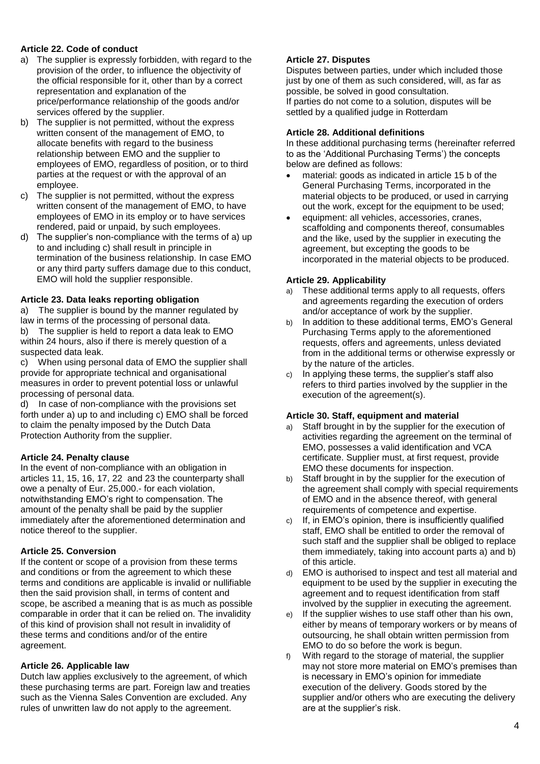**Article 22. Code of conduct**

a) The supplier is expressly forbidden, with regard to the provision of the order, to influence the objectivity of the official responsible for it, other than by a correct representation and explanation of the price/performance relationship of the goods and/or services offered by the supplier.

b) The supplier is not permitted, without the express written consent of the management of EMO, to allocate benefits with regard to the business relationship between EMO and the supplier to employees of EMO, regardless of position, or to third parties at the request or with the approval of an employee.

c) The supplier is not permitted, without the express written consent of the management of EMO, to have employees of EMO in its employ or to have services rendered, paid or unpaid, by such employees.

d) The supplier's non-compliance with the terms of a) up to and including c) shall result in principle in termination of the business relationship. In case EMO or any third party suffers damage due to this conduct, EMO will hold the supplier responsible.

**Article 23. Data leaks reporting obligation**

a) The supplier is bound by the manner regulated by law in terms of the processing of personal data.

b) The supplier is held to report a data leak to EMO within 24 hours, also if there is merely question of a suspected data leak.

c) When using personal data of EMO the supplier shall provide for appropriate technical and organisational measures in order to prevent potential loss or unlawful processing of personal data.

d) In case of non-compliance with the provisions set forth under a) up to and including c) EMO shall be forced to claim the penalty imposed by the Dutch Data Protection Authority from the supplier.

**Article 24. Penalty clause**

In the event of non-compliance with an obligation in articles 11, 15, 16, 17, 22 and 23 the counterparty shall owe a penalty of Eur. 25,000.- for each violation, notwithstanding EMO's right to compensation. The amount of the penalty shall be paid by the supplier immediately after the aforementioned determination and notice thereof to the supplier.

**Article 25. Conversion**

If the content or scope of a provision from these terms and conditions or from the agreement to which these terms and conditions are applicable is invalid or nullifiable then the said provision shall, in terms of content and scope, be ascribed a meaning that is as much as possible comparable in order that it can be relied on. The invalidity of this kind of provision shall not result in invalidity of these terms and conditions and/or of the entire agreement.

**Article 26. Applicable law**

Dutch law applies exclusively to the agreement, of which these purchasing terms are part. Foreign law and treaties such as the Vienna Sales Convention are excluded. Any rules of unwritten law do not apply to the agreement.

**Article 27. Disputes**

Disputes between parties, under which included those just by one of them as such considered, will, as far as possible, be solved in good consultation.
If parties do not come to a solution, disputes will be settled by a qualified judge in Rotterdam

**Article 28. Additional definitions**

In these additional purchasing terms (hereinafter referred to as the 'Additional Purchasing Terms') the concepts below are defined as follows:

- material: goods as indicated in article 15 b of the General Purchasing Terms, incorporated in the material objects to be produced, or used in carrying out the work, except for the equipment to be used;
- equipment: all vehicles, accessories, cranes, scaffolding and components thereof, consumables and the like, used by the supplier in executing the agreement, but excepting the goods to be incorporated in the material objects to be produced.

**Article 29. Applicability**

a) These additional terms apply to all requests, offers and agreements regarding the execution of orders and/or acceptance of work by the supplier.

b) In addition to these additional terms, EMO's General Purchasing Terms apply to the aforementioned requests, offers and agreements, unless deviated from in the additional terms or otherwise expressly or by the nature of the articles.

c) In applying these terms, the supplier's staff also refers to third parties involved by the supplier in the execution of the agreement(s).

**Article 30. Staff, equipment and material**

a) Staff brought in by the supplier for the execution of activities regarding the agreement on the terminal of EMO, possesses a valid identification and VCA certificate. Supplier must, at first request, provide EMO these documents for inspection.

b) Staff brought in by the supplier for the execution of the agreement shall comply with special requirements of EMO and in the absence thereof, with general requirements of competence and expertise.

c) If, in EMO's opinion, there is insufficiently qualified staff, EMO shall be entitled to order the removal of such staff and the supplier shall be obliged to replace them immediately, taking into account parts a) and b) of this article.

d) EMO is authorised to inspect and test all material and equipment to be used by the supplier in executing the agreement and to request identification from staff involved by the supplier in executing the agreement.

e) If the supplier wishes to use staff other than his own, either by means of temporary workers or by means of outsourcing, he shall obtain written permission from EMO to do so before the work is begun.

f) With regard to the storage of material, the supplier may not store more material on EMO's premises than is necessary in EMO's opinion for immediate execution of the delivery. Goods stored by the supplier and/or others who are executing the delivery are at the supplier's risk.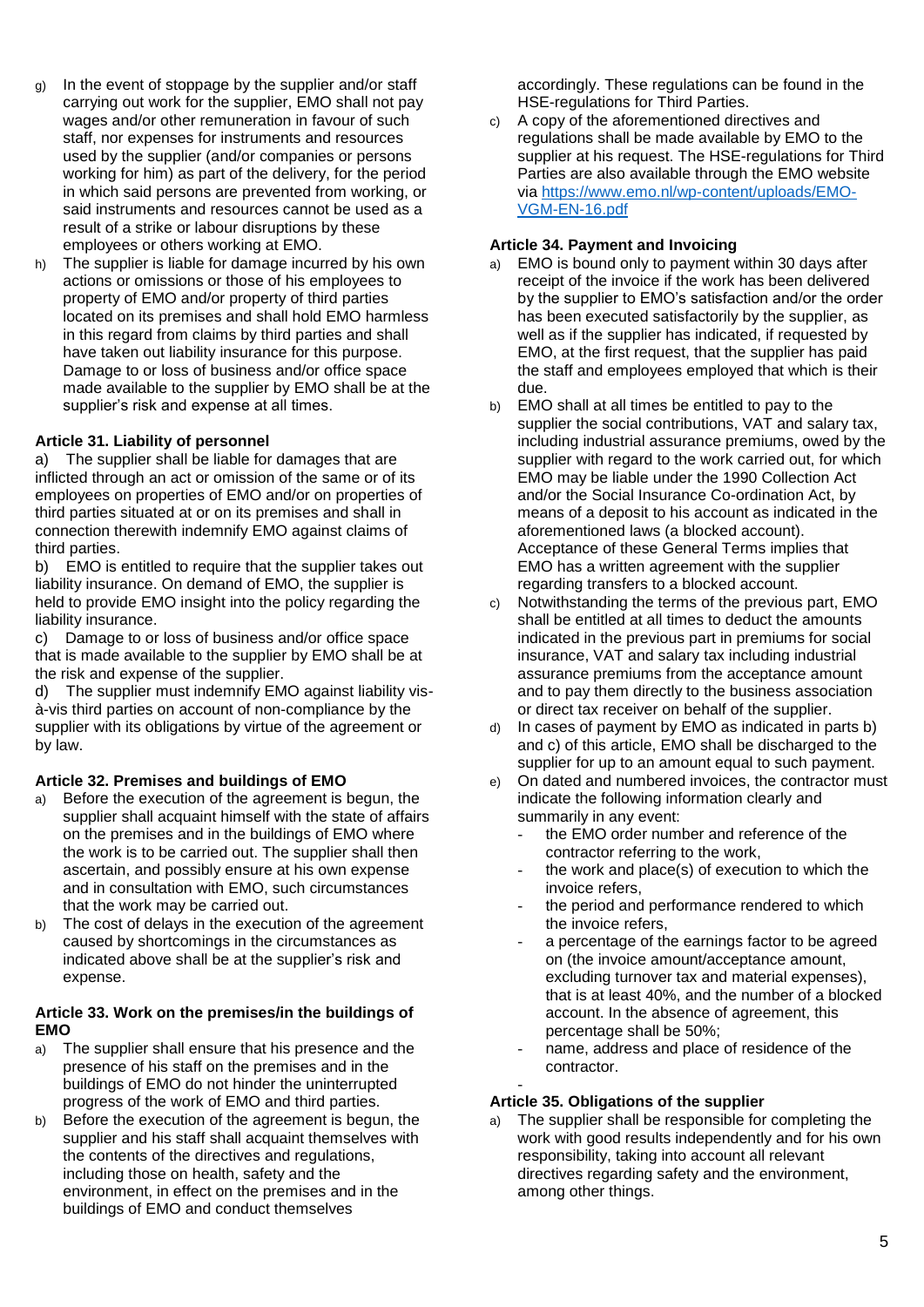g) In the event of stoppage by the supplier and/or staff carrying out work for the supplier, EMO shall not pay wages and/or other remuneration in favour of such staff, nor expenses for instruments and resources used by the supplier (and/or companies or persons working for him) as part of the delivery, for the period in which said persons are prevented from working, or said instruments and resources cannot be used as a result of a strike or labour disruptions by these employees or others working at EMO.
h) The supplier is liable for damage incurred by his own actions or omissions or those of his employees to property of EMO and/or property of third parties located on its premises and shall hold EMO harmless in this regard from claims by third parties and shall have taken out liability insurance for this purpose. Damage to or loss of business and/or office space made available to the supplier by EMO shall be at the supplier's risk and expense at all times.

**Article 31. Liability of personnel**

a) The supplier shall be liable for damages that are inflicted through an act or omission of the same or of its employees on properties of EMO and/or on properties of third parties situated at or on its premises and shall in connection therewith indemnify EMO against claims of third parties.

b) EMO is entitled to require that the supplier takes out liability insurance. On demand of EMO, the supplier is held to provide EMO insight into the policy regarding the liability insurance.

c) Damage to or loss of business and/or office space that is made available to the supplier by EMO shall be at the risk and expense of the supplier.

d) The supplier must indemnify EMO against liability vis-à-vis third parties on account of non-compliance by the supplier with its obligations by virtue of the agreement or by law.

**Article 32. Premises and buildings of EMO**

a) Before the execution of the agreement is begun, the supplier shall acquaint himself with the state of affairs on the premises and in the buildings of EMO where the work is to be carried out. The supplier shall then ascertain, and possibly ensure at his own expense and in consultation with EMO, such circumstances that the work may be carried out.
b) The cost of delays in the execution of the agreement caused by shortcomings in the circumstances as indicated above shall be at the supplier's risk and expense.

**Article 33. Work on the premises/in the buildings of EMO**

a) The supplier shall ensure that his presence and the presence of his staff on the premises and in the buildings of EMO do not hinder the uninterrupted progress of the work of EMO and third parties.
b) Before the execution of the agreement is begun, the supplier and his staff shall acquaint themselves with the contents of the directives and regulations, including those on health, safety and the environment, in effect on the premises and in the buildings of EMO and conduct themselves accordingly. These regulations can be found in the HSE-regulations for Third Parties.
c) A copy of the aforementioned directives and regulations shall be made available by EMO to the supplier at his request. The HSE-regulations for Third Parties are also available through the EMO website via [https://www.emo.nl/wp-content/uploads/EMO-VGM-EN-16.pdf](https://www.emo.nl/wp-content/uploads/EMO-VGM-EN-16.pdf)

**Article 34. Payment and Invoicing**

a) EMO is bound only to payment within 30 days after receipt of the invoice if the work has been delivered by the supplier to EMO's satisfaction and/or the order has been executed satisfactorily by the supplier, as well as if the supplier has indicated, if requested by EMO, at the first request, that the supplier has paid the staff and employees employed that which is their due.
b) EMO shall at all times be entitled to pay to the supplier the social contributions, VAT and salary tax, including industrial assurance premiums, owed by the supplier with regard to the work carried out, for which EMO may be liable under the 1990 Collection Act and/or the Social Insurance Co-ordination Act, by means of a deposit to his account as indicated in the aforementioned laws (a blocked account). Acceptance of these General Terms implies that EMO has a written agreement with the supplier regarding transfers to a blocked account.
c) Notwithstanding the terms of the previous part, EMO shall be entitled at all times to deduct the amounts indicated in the previous part in premiums for social insurance, VAT and salary tax including industrial assurance premiums from the acceptance amount and to pay them directly to the business association or direct tax receiver on behalf of the supplier.
d) In cases of payment by EMO as indicated in parts b) and c) of this article, EMO shall be discharged to the supplier for up to an amount equal to such payment.
e) On dated and numbered invoices, the contractor must indicate the following information clearly and summarily in any event:
   - the EMO order number and reference of the contractor referring to the work,
   - the work and place(s) of execution to which the invoice refers,
   - the period and performance rendered to which the invoice refers,
   - a percentage of the earnings factor to be agreed on (the invoice amount/acceptance amount, excluding turnover tax and material expenses), that is at least 40%, and the number of a blocked account. In the absence of agreement, this percentage shall be 50%;
   - name, address and place of residence of the contractor.
   - 

**Article 35. Obligations of the supplier**

a) The supplier shall be responsible for completing the work with good results independently and for his own responsibility, taking into account all relevant directives regarding safety and the environment, among other things.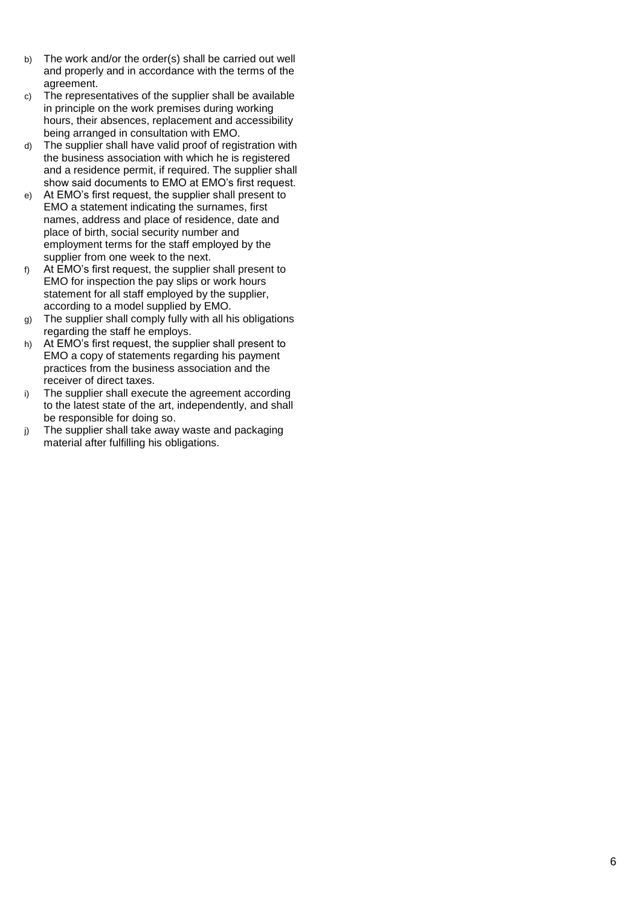b) The work and/or the order(s) shall be carried out well and properly and in accordance with the terms of the agreement.
c) The representatives of the supplier shall be available in principle on the work premises during working hours, their absences, replacement and accessibility being arranged in consultation with EMO.
d) The supplier shall have valid proof of registration with the business association with which he is registered and a residence permit, if required. The supplier shall show said documents to EMO at EMO's first request.
e) At EMO's first request, the supplier shall present to EMO a statement indicating the surnames, first names, address and place of residence, date and place of birth, social security number and employment terms for the staff employed by the supplier from one week to the next.
f) At EMO's first request, the supplier shall present to EMO for inspection the pay slips or work hours statement for all staff employed by the supplier, according to a model supplied by EMO.
g) The supplier shall comply fully with all his obligations regarding the staff he employs.
h) At EMO's first request, the supplier shall present to EMO a copy of statements regarding his payment practices from the business association and the receiver of direct taxes.
i) The supplier shall execute the agreement according to the latest state of the art, independently, and shall be responsible for doing so.
j) The supplier shall take away waste and packaging material after fulfilling his obligations.